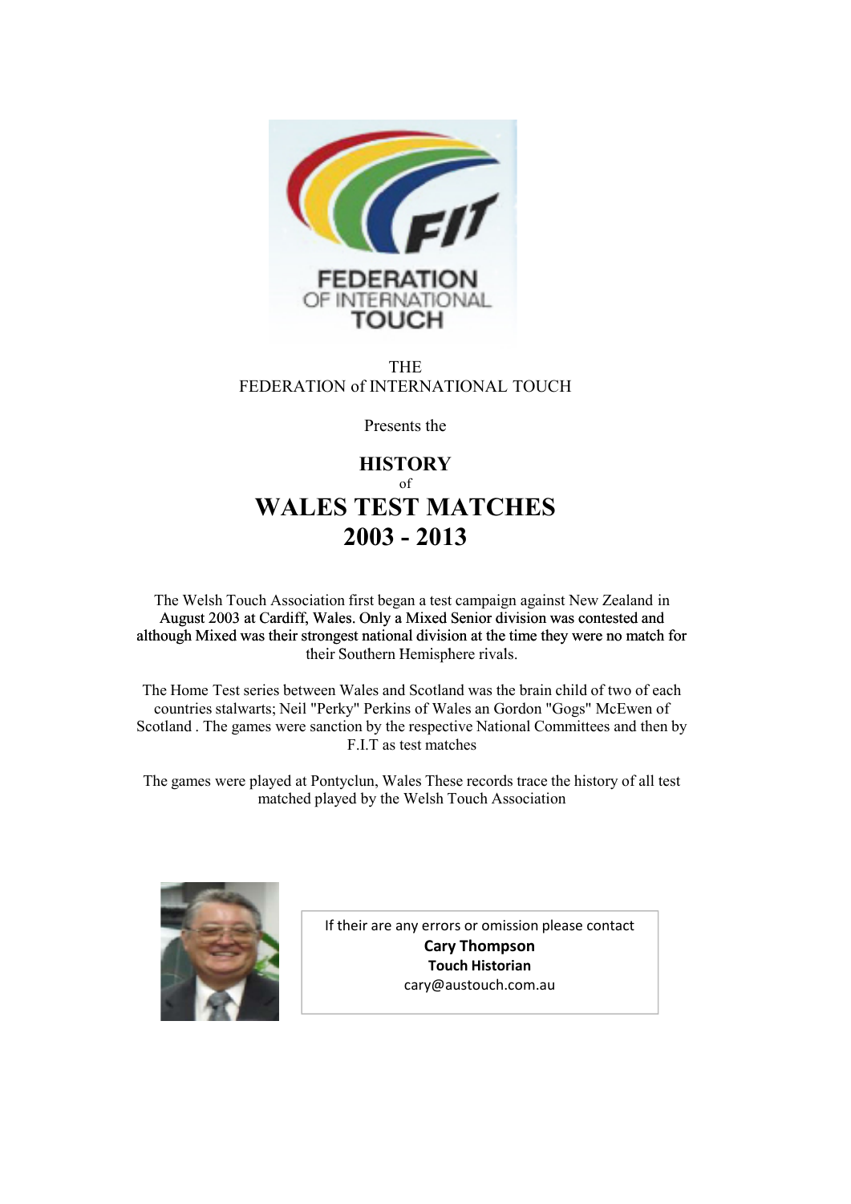THE
FEDERATION of INTERNATIONAL TOUCH

Presents the

# HISTORY
of
# WALES TEST MATCHES 2003 - 2013

The Welsh Touch Association first began a test campaign against New Zealand in August 2003 at Cardiff, Wales. Only a Mixed Senior division was contested and although Mixed was their strongest national division at the time they were no match for their Southern Hemisphere rivals.

The Home Test series between Wales and Scotland was the brain child of two of each countries stalwarts; Neil "Perky" Perkins of Wales an Gordon "Gogs" McEwen of Scotland . The games were sanction by the respective National Committees and then by F.I.T as test matches

The games were played at Pontyclun, Wales These records trace the history of all test matched played by the Welsh Touch Association

If their are any errors or omission please contact
**Cary Thompson**
**Touch Historian**
cary@austouch.com.au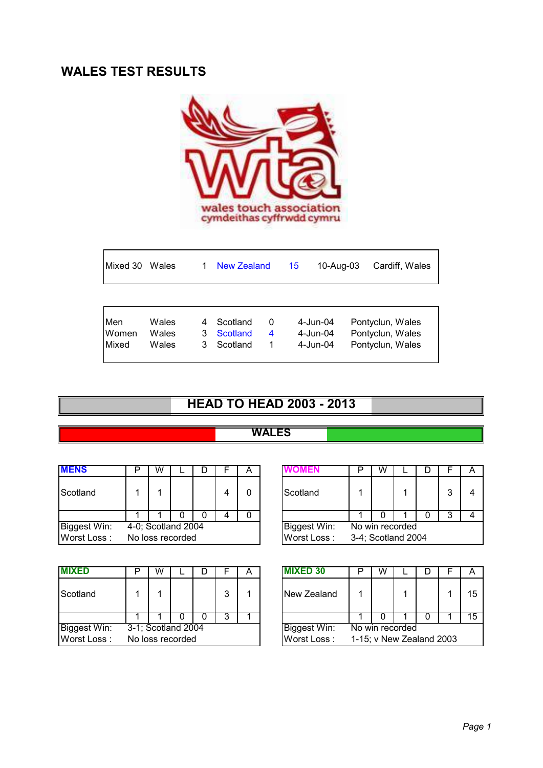# WALES TEST RESULTS

wales touch association
cymdeithas cyffrwdd cymru

| | | | | | | |
|---|---|---|---|---|---|---|
| Mixed 30 | Wales | 1 | New Zealand | 15 | 10-Aug-03 | Cardiff, Wales |

| | | | | | | |
|---|---|---|---|---|---|---|
| Men | Wales | 4 | Scotland | 0 | 4-Jun-04 | Pontyclun, Wales |
| Women | Wales | 3 | Scotland | 4 | 4-Jun-04 | Pontyclun, Wales |
| Mixed | Wales | 3 | Scotland | 1 | 4-Jun-04 | Pontyclun, Wales |

## HEAD TO HEAD 2003 - 2013

### WALES

| MENS | P | W | L | D | F | A |
|---|---|---|---|---|---|---|
| Scotland | 1 | 1 | | | 4 | 0 |
| | 1 | 1 | 0 | 0 | 4 | 0 |
| Biggest Win: | 4-0; Scotland 2004 | | | | | |
| Worst Loss : | No loss recorded | | | | | |

| WOMEN | P | W | L | D | F | A |
|---|---|---|---|---|---|---|
| Scotland | 1 | | 1 | | 3 | 4 |
| | 1 | 0 | 1 | 0 | 3 | 4 |
| Biggest Win: | No win recorded | | | | | |
| Worst Loss : | 3-4; Scotland 2004 | | | | | |

| MIXED | P | W | L | D | F | A |
|---|---|---|---|---|---|---|
| Scotland | 1 | 1 | | | 3 | 1 |
| | 1 | 1 | 0 | 0 | 3 | 1 |
| Biggest Win: | 3-1; Scotland 2004 | | | | | |
| Worst Loss : | No loss recorded | | | | | |

| MIXED 30 | P | W | L | D | F | A |
|---|---|---|---|---|---|---|
| New Zealand | 1 | | 1 | | 1 | 15 |
| | 1 | 0 | 1 | 0 | 1 | 15 |
| Biggest Win: | No win recorded | | | | | |
| Worst Loss : | 1-15; v New Zealand 2003 | | | | | |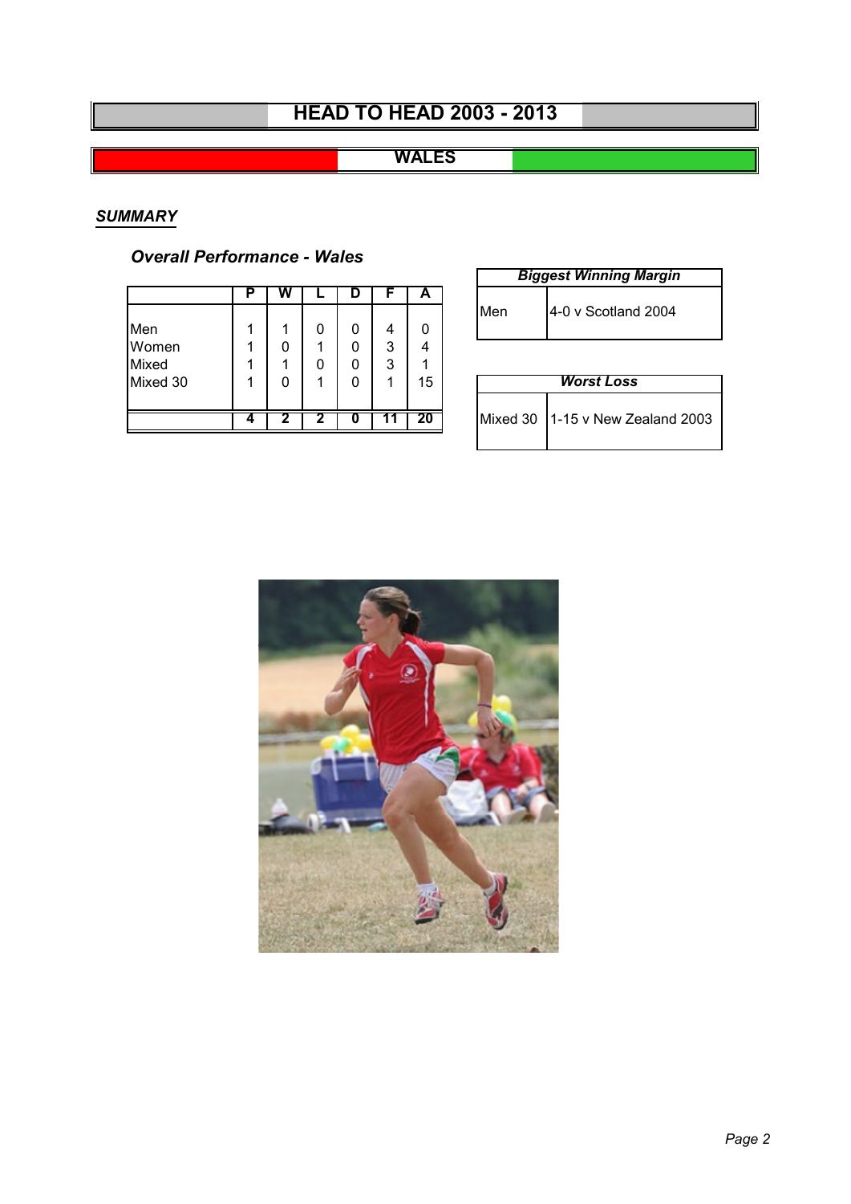# HEAD TO HEAD 2003 - 2013

## WALES

### SUMMARY

#### Overall Performance - Wales

| | P | W | L | D | F | A |
|---|---|---|---|---|---|---|
| Men | 1 | 1 | 0 | 0 | 4 | 0 |
| Women | 1 | 0 | 1 | 0 | 3 | 4 |
| Mixed | 1 | 1 | 0 | 0 | 3 | 1 |
| Mixed 30 | 1 | 0 | 1 | 0 | 1 | 15 |
| | 4 | 2 | 2 | 0 | 11 | 20 |

| Biggest Winning Margin | |
|---|---|
| Men | 4-0 v Scotland 2004 |

| Worst Loss | |
|---|---|
| Mixed 30 | 1-15 v New Zealand 2003 |